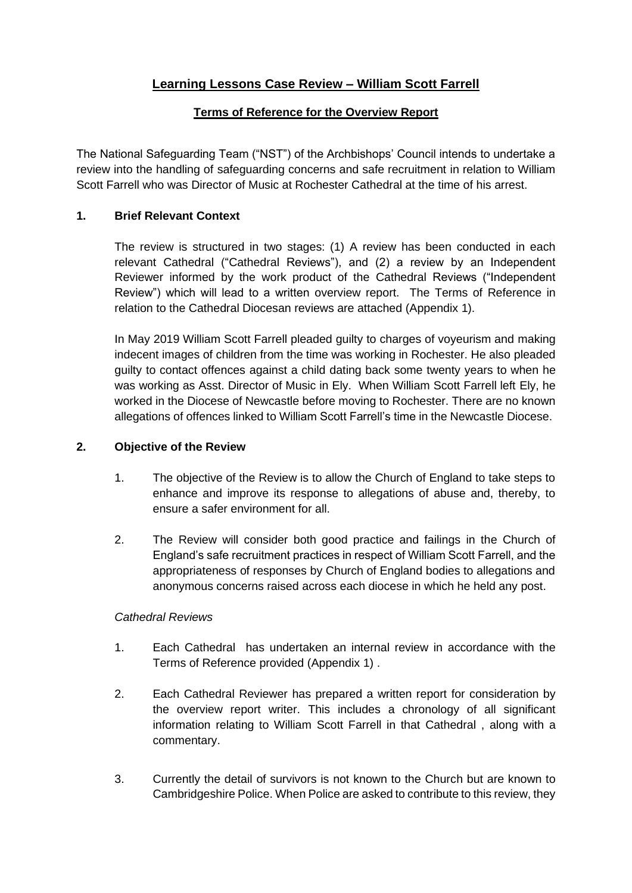# **Learning Lessons Case Review – William Scott Farrell**

## **Terms of Reference for the Overview Report**

The National Safeguarding Team ("NST") of the Archbishops' Council intends to undertake a review into the handling of safeguarding concerns and safe recruitment in relation to William Scott Farrell who was Director of Music at Rochester Cathedral at the time of his arrest.

### **1. Brief Relevant Context**

The review is structured in two stages: (1) A review has been conducted in each relevant Cathedral ("Cathedral Reviews"), and (2) a review by an Independent Reviewer informed by the work product of the Cathedral Reviews ("Independent Review") which will lead to a written overview report. The Terms of Reference in relation to the Cathedral Diocesan reviews are attached (Appendix 1).

In May 2019 William Scott Farrell pleaded guilty to charges of voyeurism and making indecent images of children from the time was working in Rochester. He also pleaded guilty to contact offences against a child dating back some twenty years to when he was working as Asst. Director of Music in Ely. When William Scott Farrell left Ely, he worked in the Diocese of Newcastle before moving to Rochester. There are no known allegations of offences linked to William Scott Farrell's time in the Newcastle Diocese.

### **2. Objective of the Review**

1. The objective of the Review is to allow the Church of England to take steps to enhance and improve its response to allegations of abuse and, thereby, to ensure a safer environment for all.

2. The Review will consider both good practice and failings in the Church of England's safe recruitment practices in respect of William Scott Farrell, and the appropriateness of responses by Church of England bodies to allegations and anonymous concerns raised across each diocese in which he held any post.

*Cathedral Reviews*

1. Each Cathedral has undertaken an internal review in accordance with the Terms of Reference provided (Appendix 1) .

2. Each Cathedral Reviewer has prepared a written report for consideration by the overview report writer. This includes a chronology of all significant information relating to William Scott Farrell in that Cathedral , along with a commentary.

3. Currently the detail of survivors is not known to the Church but are known to Cambridgeshire Police. When Police are asked to contribute to this review, they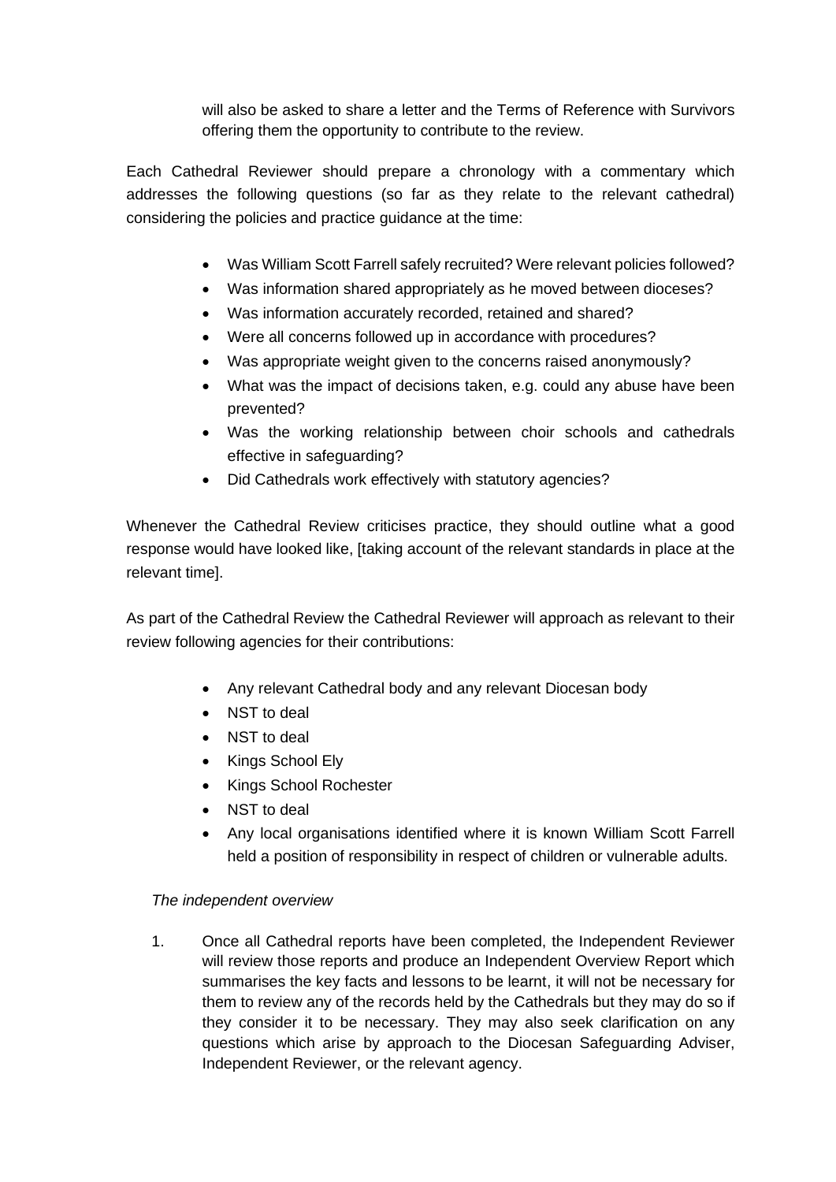will also be asked to share a letter and the Terms of Reference with Survivors offering them the opportunity to contribute to the review.

Each Cathedral Reviewer should prepare a chronology with a commentary which addresses the following questions (so far as they relate to the relevant cathedral) considering the policies and practice guidance at the time:

- Was William Scott Farrell safely recruited? Were relevant policies followed?
- Was information shared appropriately as he moved between dioceses?
- Was information accurately recorded, retained and shared?
- Were all concerns followed up in accordance with procedures?
- Was appropriate weight given to the concerns raised anonymously?
- What was the impact of decisions taken, e.g. could any abuse have been prevented?
- Was the working relationship between choir schools and cathedrals effective in safeguarding?
- Did Cathedrals work effectively with statutory agencies?

Whenever the Cathedral Review criticises practice, they should outline what a good response would have looked like, [taking account of the relevant standards in place at the relevant time].

As part of the Cathedral Review the Cathedral Reviewer will approach as relevant to their review following agencies for their contributions:

- Any relevant Cathedral body and any relevant Diocesan body
- NST to deal
- NST to deal
- Kings School Ely
- Kings School Rochester
- NST to deal
- Any local organisations identified where it is known William Scott Farrell held a position of responsibility in respect of children or vulnerable adults.

*The independent overview*

1. Once all Cathedral reports have been completed, the Independent Reviewer will review those reports and produce an Independent Overview Report which summarises the key facts and lessons to be learnt, it will not be necessary for them to review any of the records held by the Cathedrals but they may do so if they consider it to be necessary. They may also seek clarification on any questions which arise by approach to the Diocesan Safeguarding Adviser, Independent Reviewer, or the relevant agency.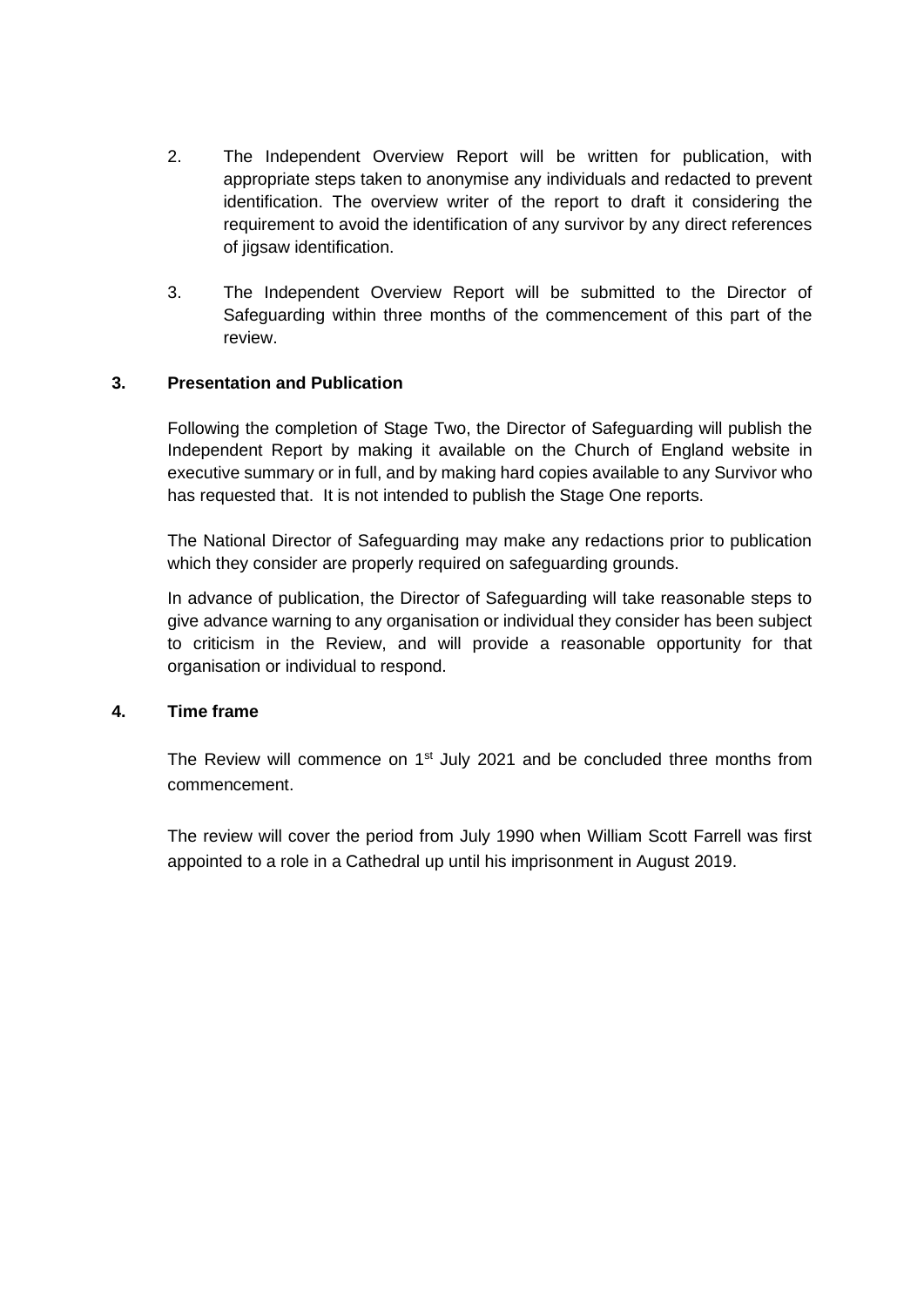2. The Independent Overview Report will be written for publication, with appropriate steps taken to anonymise any individuals and redacted to prevent identification. The overview writer of the report to draft it considering the requirement to avoid the identification of any survivor by any direct references of jigsaw identification.

3. The Independent Overview Report will be submitted to the Director of Safeguarding within three months of the commencement of this part of the review.

## 3. Presentation and Publication

Following the completion of Stage Two, the Director of Safeguarding will publish the Independent Report by making it available on the Church of England website in executive summary or in full, and by making hard copies available to any Survivor who has requested that. It is not intended to publish the Stage One reports.

The National Director of Safeguarding may make any redactions prior to publication which they consider are properly required on safeguarding grounds.

In advance of publication, the Director of Safeguarding will take reasonable steps to give advance warning to any organisation or individual they consider has been subject to criticism in the Review, and will provide a reasonable opportunity for that organisation or individual to respond.

## 4. Time frame

The Review will commence on 1st July 2021 and be concluded three months from commencement.

The review will cover the period from July 1990 when William Scott Farrell was first appointed to a role in a Cathedral up until his imprisonment in August 2019.